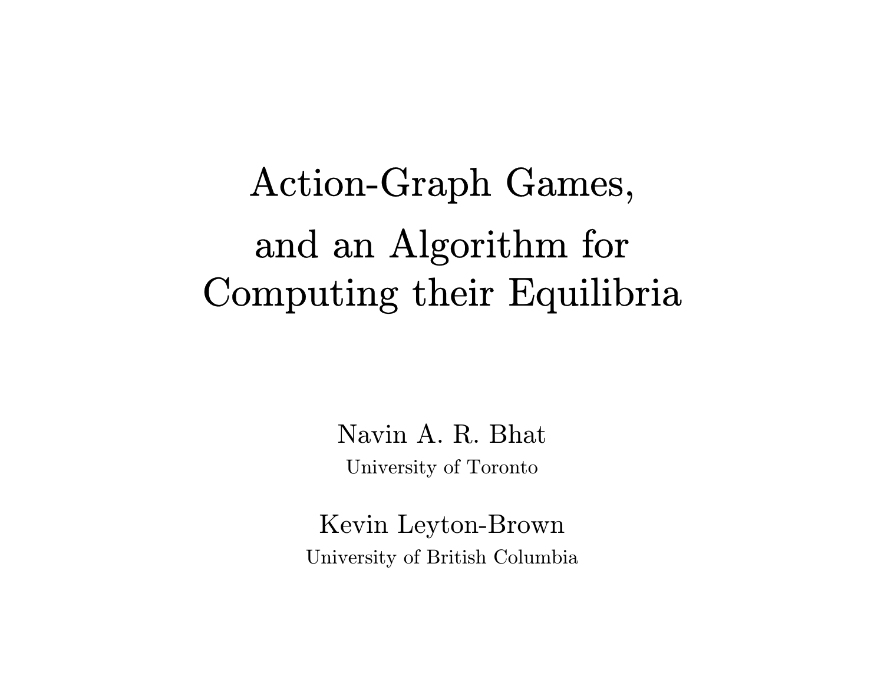# Action-Graph Games, and an Algorithm for Computing their Equilibria

Navin A. R. Bhat
University of Toronto

Kevin Leyton-Brown
University of British Columbia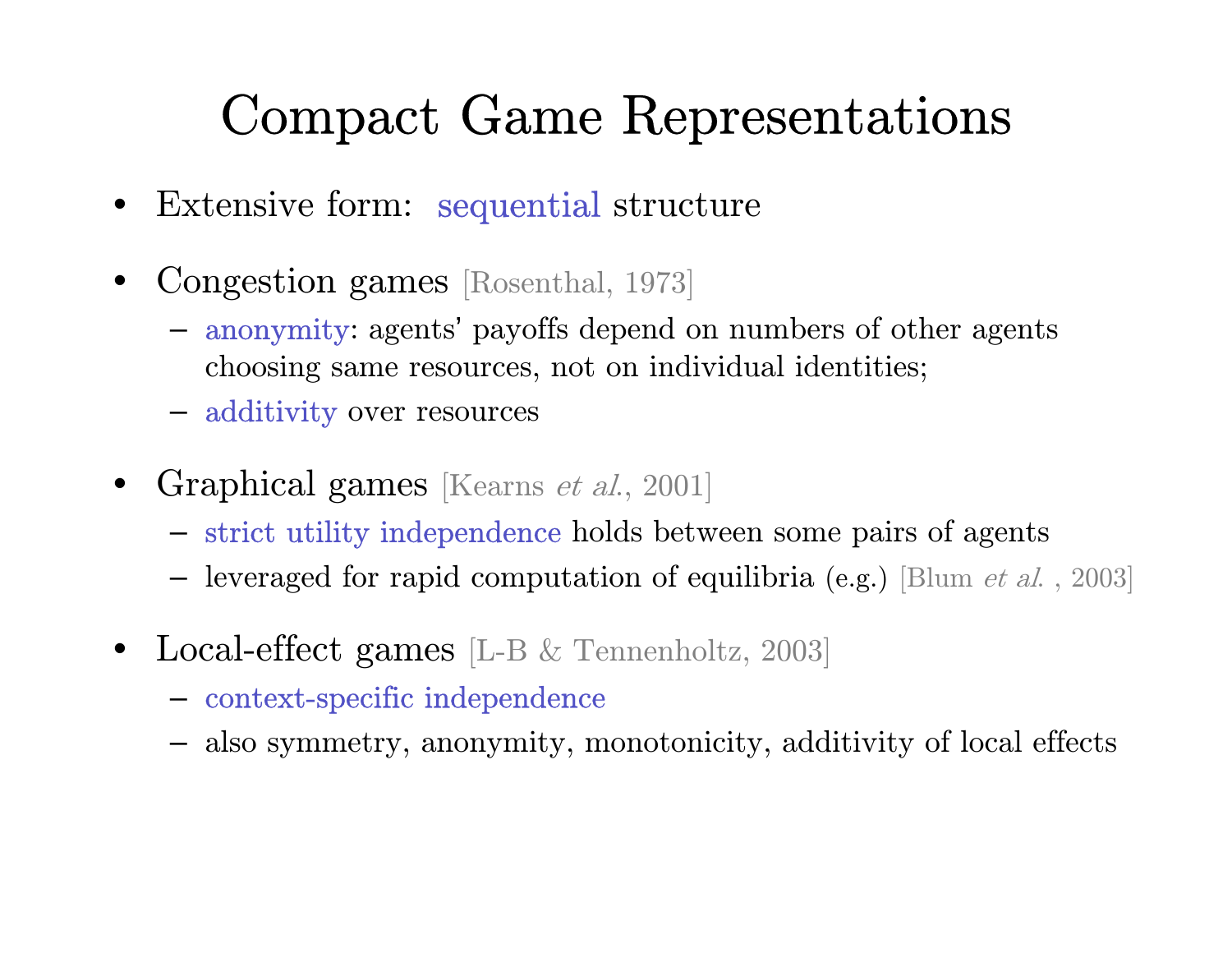# Compact Game Representations

- Extensive form: sequential structure
- Congestion games [Rosenthal, 1973]
  - anonymity: agents' payoffs depend on numbers of other agents choosing same resources, not on individual identities;
  - additivity over resources
- Graphical games [Kearns *et al.*, 2001]
  - strict utility independence holds between some pairs of agents
  - leveraged for rapid computation of equilibria (e.g.) [Blum *et al.* , 2003]
- Local-effect games [L-B & Tennenholtz, 2003]
  - context-specific independence
  - also symmetry, anonymity, monotonicity, additivity of local effects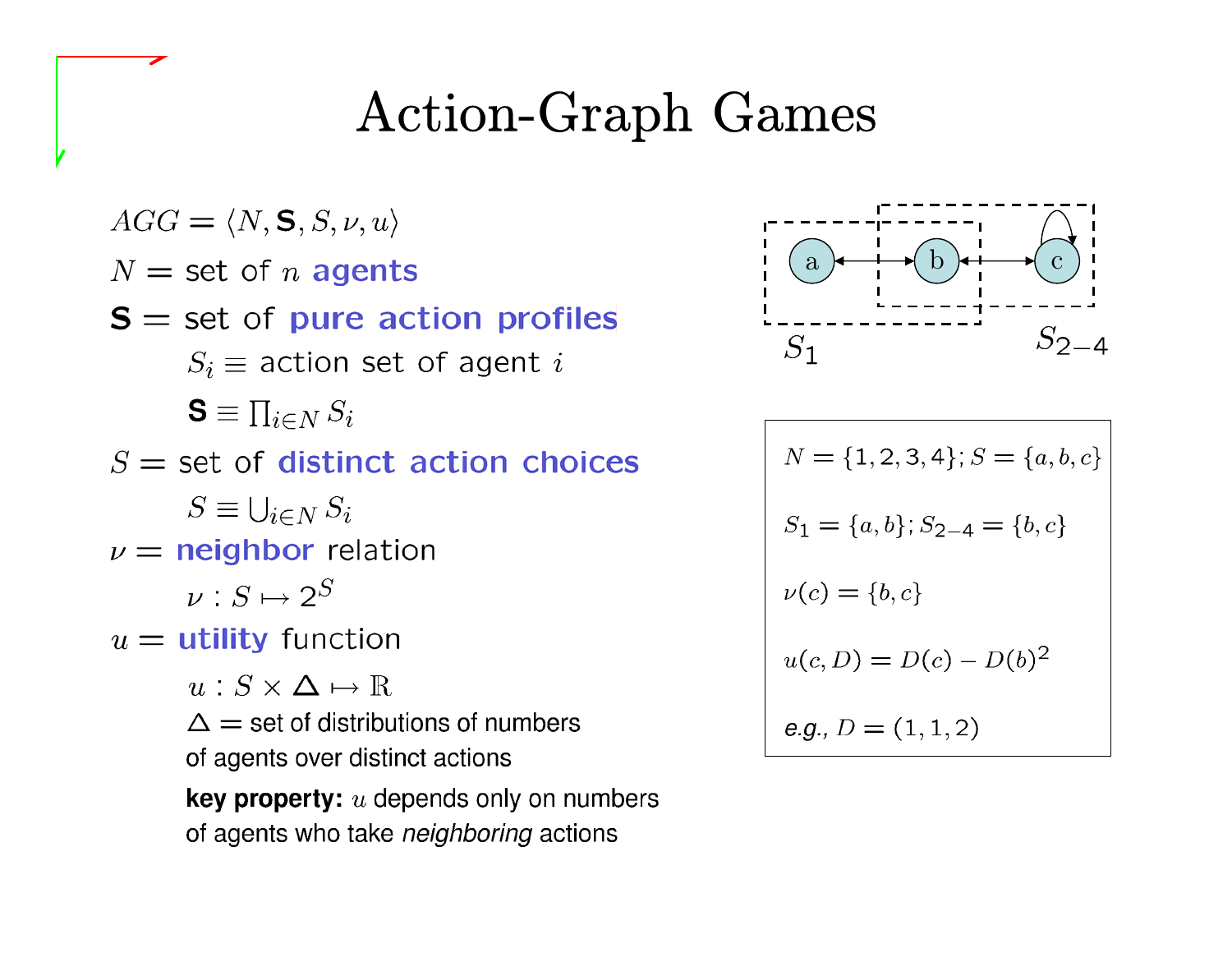# Action-Graph Games

$AGG = \langle N, \mathbf{S}, S, \nu, u \rangle$

$N$ = set of $n$ **agents**

$\mathbf{S}$ = set of **pure action profiles**

- $S_i \equiv$ action set of agent $i$
- $\mathbf{S} \equiv \prod_{i \in N} S_i$

$S$ = set of **distinct action choices**

- $S \equiv \bigcup_{i \in N} S_i$

$\nu$ = **neighbor** relation

- $\nu : S \mapsto 2^S$

$u$ = **utility** function

- $u : S \times \mathbf{\Delta} \mapsto \mathbb{R}$
- $\mathbf{\Delta}$ = set of distributions of numbers of agents over distinct actions
- **key property:** $u$ depends only on numbers of agents who take *neighboring* actions

$S_1$ $S_{2-4}$

$N = \{1, 2, 3, 4\}; S = \{a, b, c\}$

$S_1 = \{a, b\}; S_{2-4} = \{b, c\}$

$\nu(c) = \{b, c\}$

$u(c, D) = D(c) - D(b)^2$

*e.g.*, $D = (1, 1, 2)$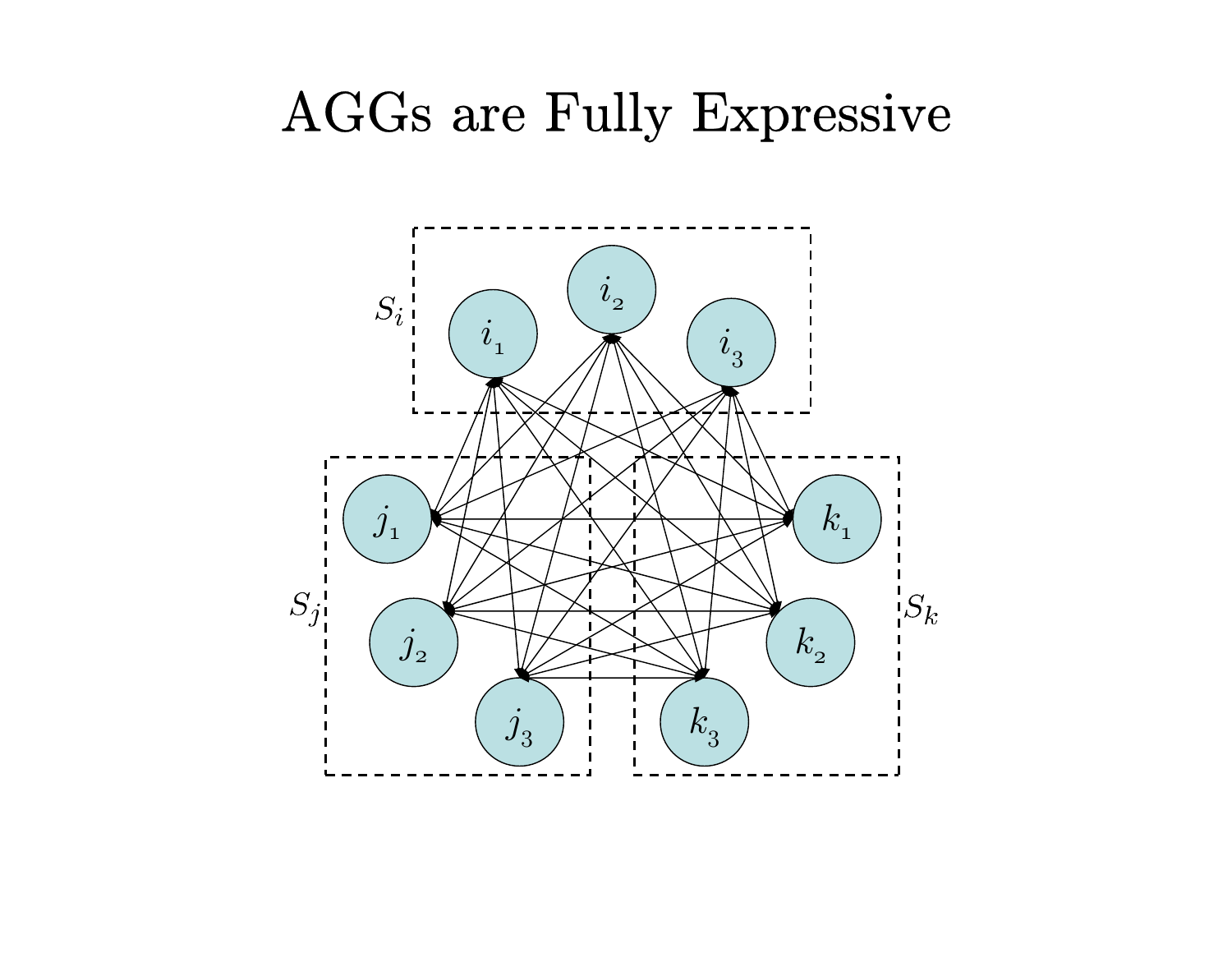# AGGs are Fully Expressive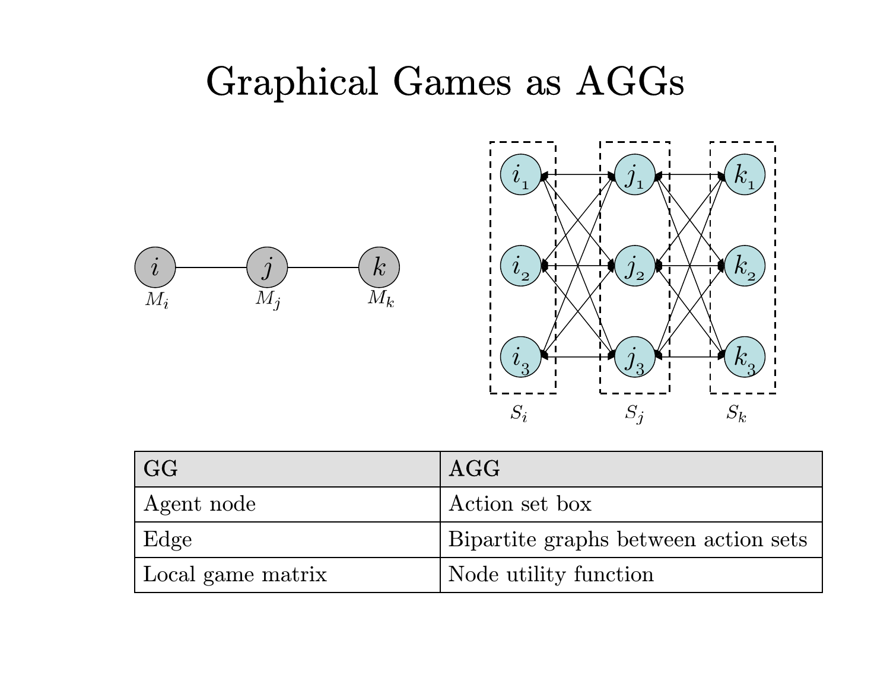# Graphical Games as AGGs

| GG | AGG |
| --- | --- |
| Agent node | Action set box |
| Edge | Bipartite graphs between action sets |
| Local game matrix | Node utility function |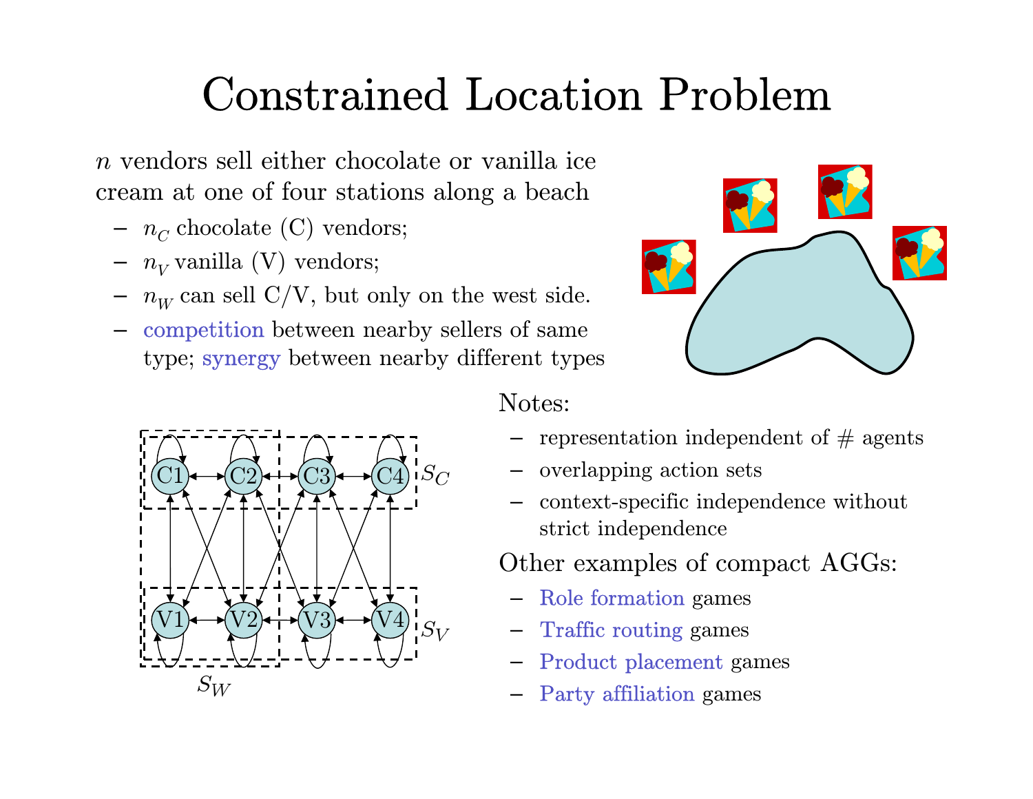# Constrained Location Problem

$n$ vendors sell either chocolate or vanilla ice cream at one of four stations along a beach

- $n_C$ chocolate (C) vendors;
- $n_V$ vanilla (V) vendors;
- $n_W$ can sell C/V, but only on the west side.
- competition between nearby sellers of same type; synergy between nearby different types

Notes:

- representation independent of # agents
- overlapping action sets
- context-specific independence without strict independence

Other examples of compact AGGs:

- Role formation games
- Traffic routing games
- Product placement games
- Party affiliation games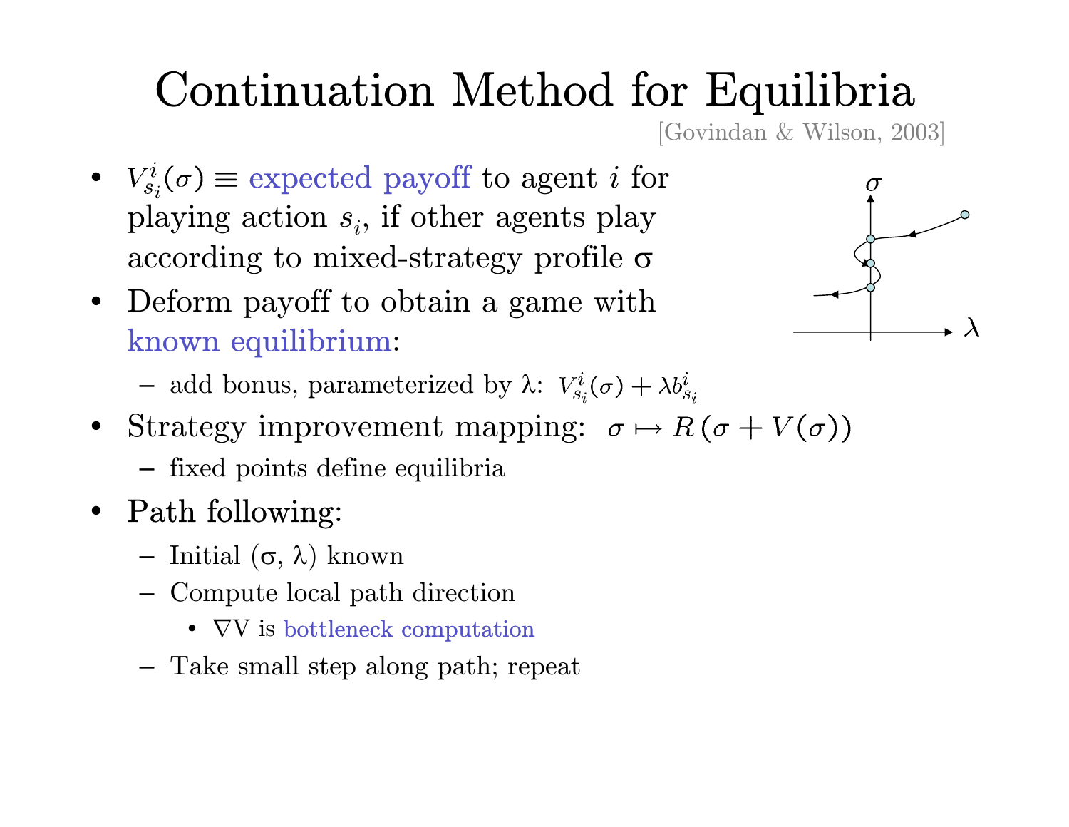# Continuation Method for Equilibria

[Govindan & Wilson, 2003]

- $V^i_{s_i}(\sigma) \equiv$ expected payoff to agent $i$ for playing action $s_i$, if other agents play according to mixed-strategy profile $\sigma$
- Deform payoff to obtain a game with known equilibrium:
  - add bonus, parameterized by $\lambda$: $V^i_{s_i}(\sigma) + \lambda b^i_{s_i}$
- Strategy improvement mapping: $\sigma \mapsto R(\sigma + V(\sigma))$
  - fixed points define equilibria
- Path following:
  - Initial $(\sigma, \lambda)$ known
  - Compute local path direction
    - $\nabla V$ is bottleneck computation
  - Take small step along path; repeat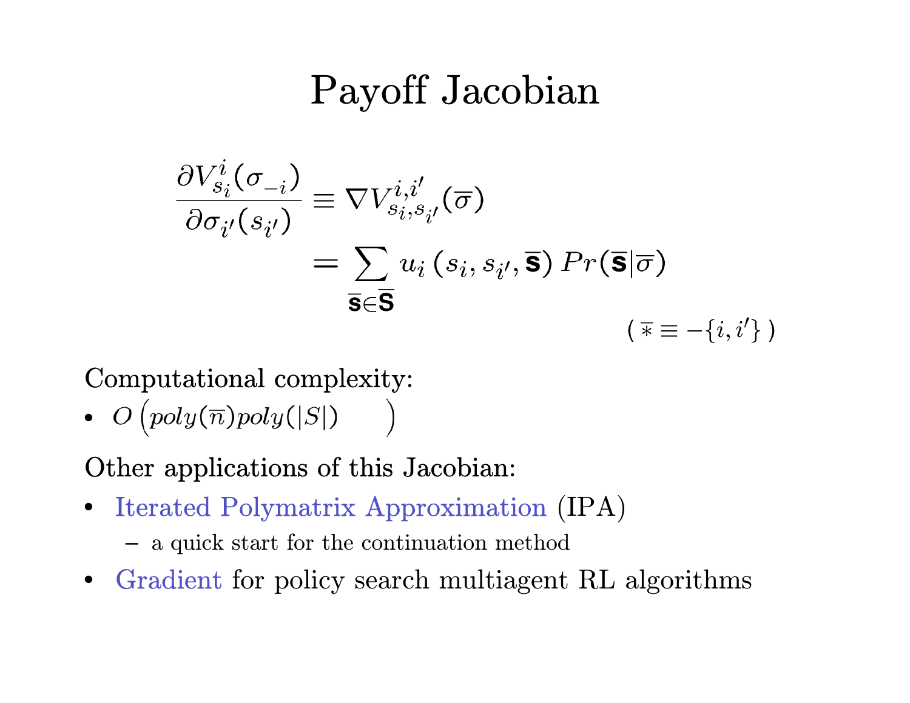# Payoff Jacobian

$$\frac{\partial V^{i}_{s_i}(\sigma_{-i})}{\partial \sigma_{i'}(s_{i'})} \equiv \nabla V^{i,i'}_{s_i,s_{i'}}(\overline{\sigma})$$

$$= \sum_{\overline{\mathbf{s}} \in \overline{\mathbf{S}}} u_i\left(s_i, s_{i'}, \overline{\mathbf{s}}\right) Pr(\overline{\mathbf{s}} | \overline{\sigma})$$

$$(\ \overline{*} \equiv -\{i, i'\}\ )$$

Computational complexity:

- $O\left(poly(\overline{n}) poly(|S|) \qquad \right)$

Other applications of this Jacobian:

- Iterated Polymatrix Approximation (IPA)
  - a quick start for the continuation method
- Gradient for policy search multiagent RL algorithms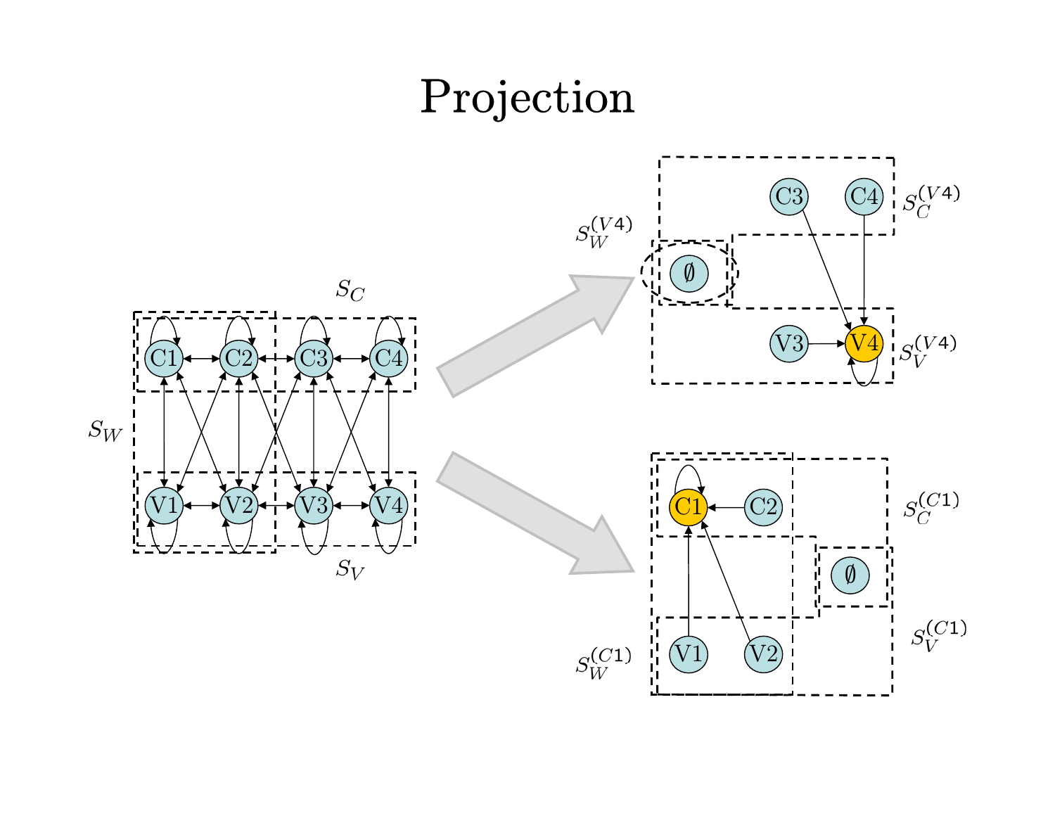# Projection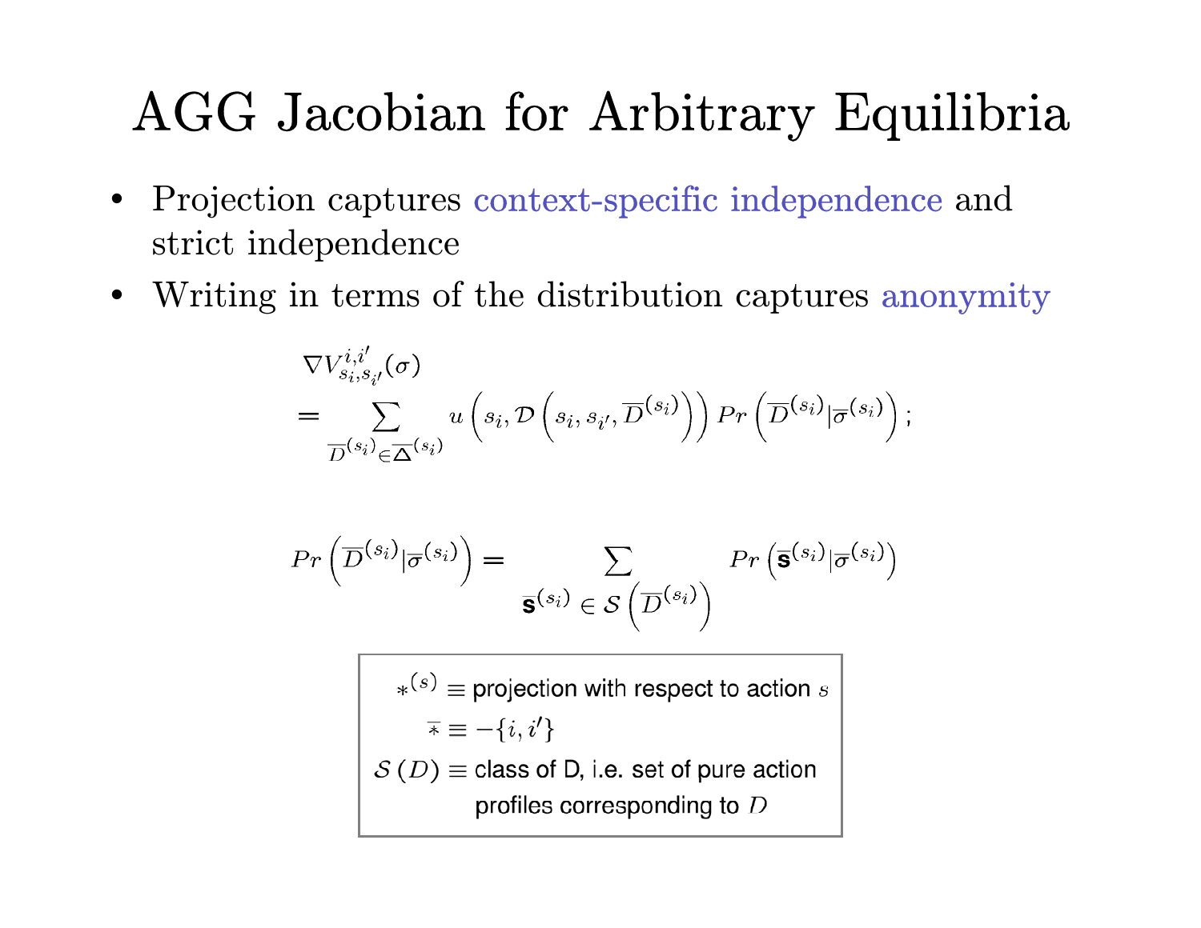# AGG Jacobian for Arbitrary Equilibria

- Projection captures context-specific independence and strict independence
- Writing in terms of the distribution captures anonymity

$$
\nabla V^{i,i'}_{s_i,s_{i'}}(\sigma) = \sum_{\overline{D}^{(s_i)} \in \overline{\Delta}^{(s_i)}} u\left(s_i, \mathcal{D}\left(s_i, s_{i'}, \overline{D}^{(s_i)}\right)\right) Pr\left(\overline{D}^{(s_i)} | \overline{\sigma}^{(s_i)}\right);
$$

$$
Pr\left(\overline{D}^{(s_i)} | \overline{\sigma}^{(s_i)}\right) = \sum_{\overline{\mathbf{s}}^{(s_i)} \in \mathcal{S}\left(\overline{D}^{(s_i)}\right)} Pr\left(\overline{\mathbf{s}}^{(s_i)} | \overline{\sigma}^{(s_i)}\right)
$$

$*^{(s)} \equiv$ projection with respect to action $s$

$\overline{*} \equiv -\{i, i'\}$

$\mathcal{S}(D) \equiv$ class of D, i.e. set of pure action profiles corresponding to $D$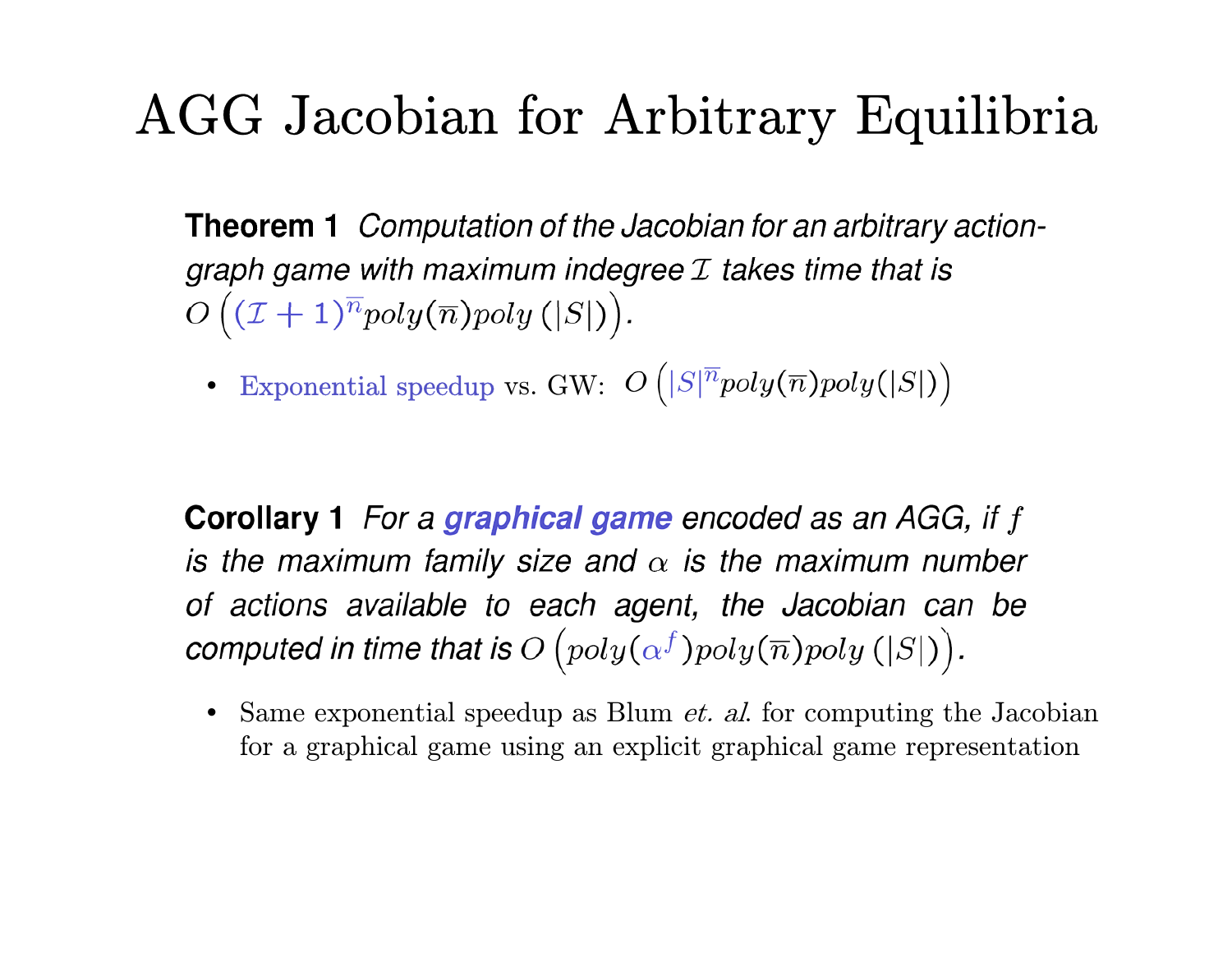# AGG Jacobian for Arbitrary Equilibria

**Theorem 1** *Computation of the Jacobian for an arbitrary action-graph game with maximum indegree $\mathcal{I}$ takes time that is $O\left((\mathcal{I}+1)^{\overline{n}} poly(\overline{n}) poly\left(|S|\right)\right)$.*

- Exponential speedup vs. GW: $O\left(|S|^{\overline{n}} poly(\overline{n}) poly(|S|)\right)$

**Corollary 1** *For a **graphical game** encoded as an AGG, if $f$ is the maximum family size and $\alpha$ is the maximum number of actions available to each agent, the Jacobian can be computed in time that is $O\left(poly(\alpha^f) poly(\overline{n}) poly\left(|S|\right)\right)$.*

- Same exponential speedup as Blum *et. al.* for computing the Jacobian for a graphical game using an explicit graphical game representation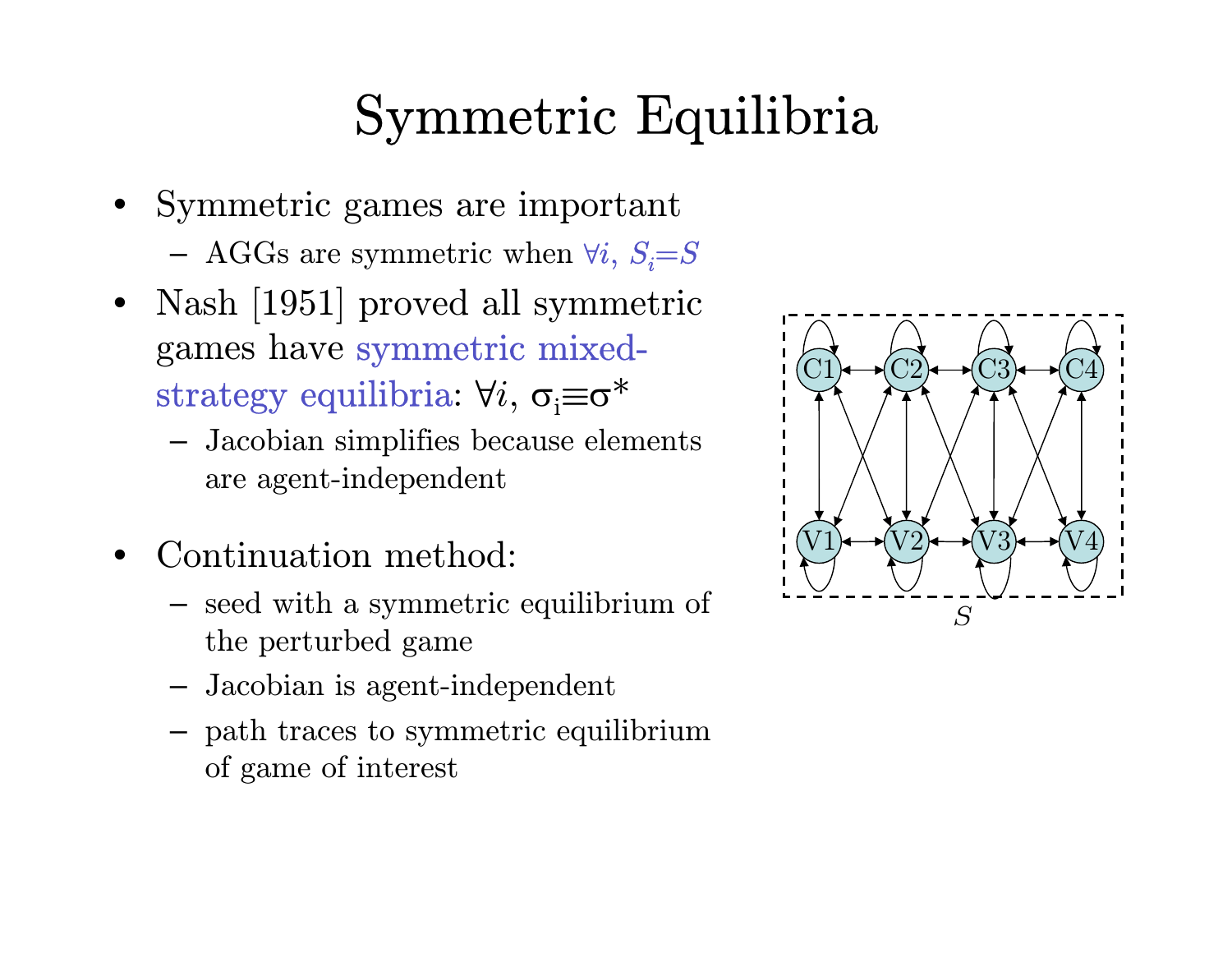# Symmetric Equilibria

- Symmetric games are important
  - AGGs are symmetric when $\forall i,\ S_i = S$
- Nash [1951] proved all symmetric games have symmetric mixed-strategy equilibria: $\forall i,\ \sigma_i \equiv \sigma^*$
  - Jacobian simplifies because elements are agent-independent
- Continuation method:
  - seed with a symmetric equilibrium of the perturbed game
  - Jacobian is agent-independent
  - path traces to symmetric equilibrium of game of interest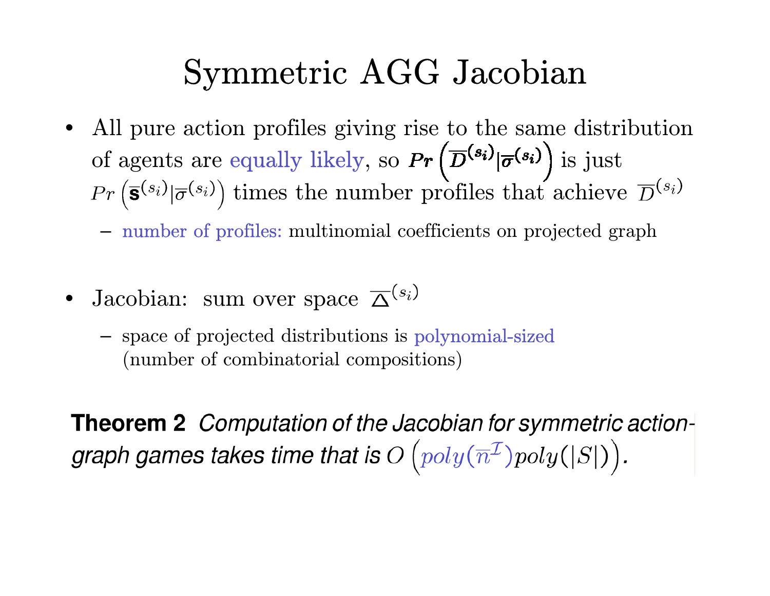# Symmetric AGG Jacobian

- All pure action profiles giving rise to the same distribution of agents are equally likely, so $Pr\left(\overline{D}^{(s_i)}|\overline{\sigma}^{(s_i)}\right)$ is just $Pr\left(\overline{\mathbf{s}}^{(s_i)}|\overline{\sigma}^{(s_i)}\right)$ times the number profiles that achieve $\overline{D}^{(s_i)}$
  - number of profiles: multinomial coefficients on projected graph

- Jacobian: sum over space $\overline{\Delta}^{(s_i)}$
  - space of projected distributions is polynomial-sized (number of combinatorial compositions)

**Theorem 2** *Computation of the Jacobian for symmetric action-graph games takes time that is* $O\left(poly(\overline{n}^{\mathcal{I}})poly(|S|)\right)$.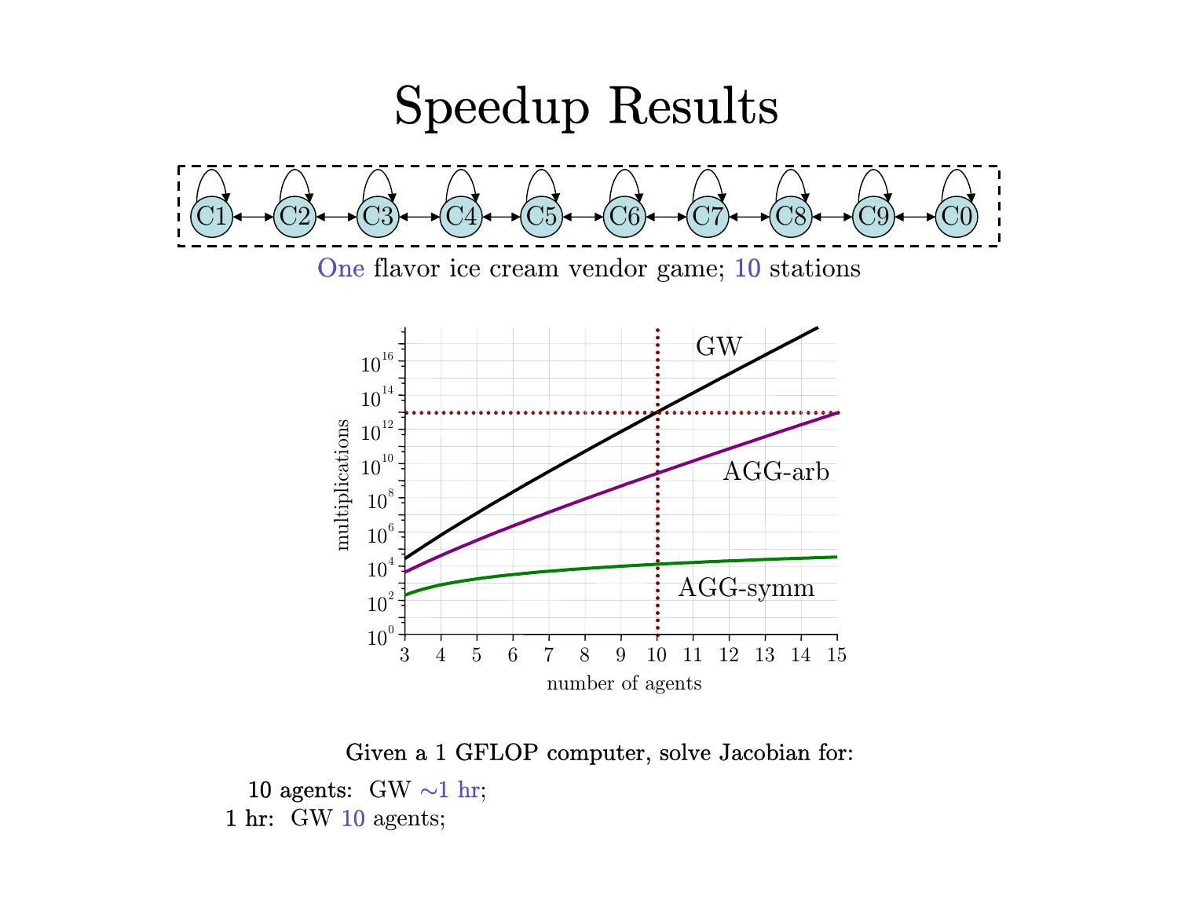# Speedup Results

C1 C2 C3 C4 C5 C6 C7 C8 C9 C0

One flavor ice cream vendor game; 10 stations

GW

AGG-arb

AGG-symm

multiplications

number of agents

**Given a 1 GFLOP computer, solve Jacobian for:**

**10 agents:** GW ~1 hr;

**1 hr:** GW 10 agents;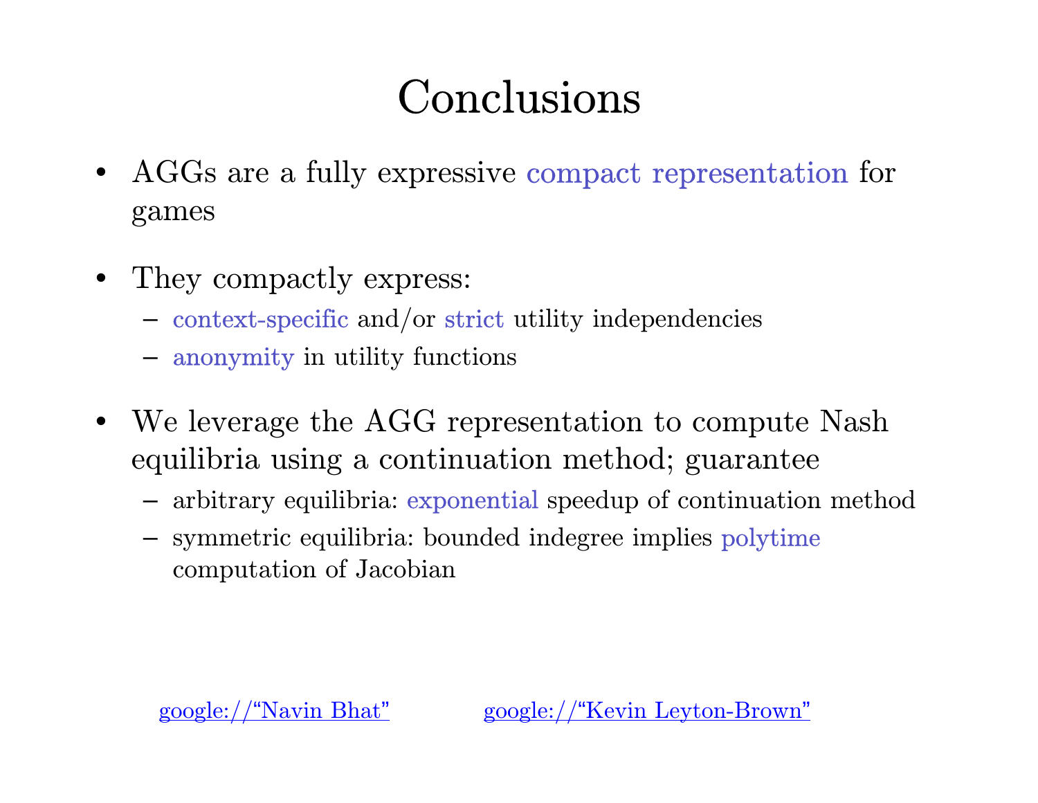# Conclusions

- AGGs are a fully expressive compact representation for games
- They compactly express:
  - context-specific and/or strict utility independencies
  - anonymity in utility functions
- We leverage the AGG representation to compute Nash equilibria using a continuation method; guarantee
  - arbitrary equilibria: exponential speedup of continuation method
  - symmetric equilibria: bounded indegree implies polytime computation of Jacobian

google://"Navin Bhat"    google://"Kevin Leyton-Brown"